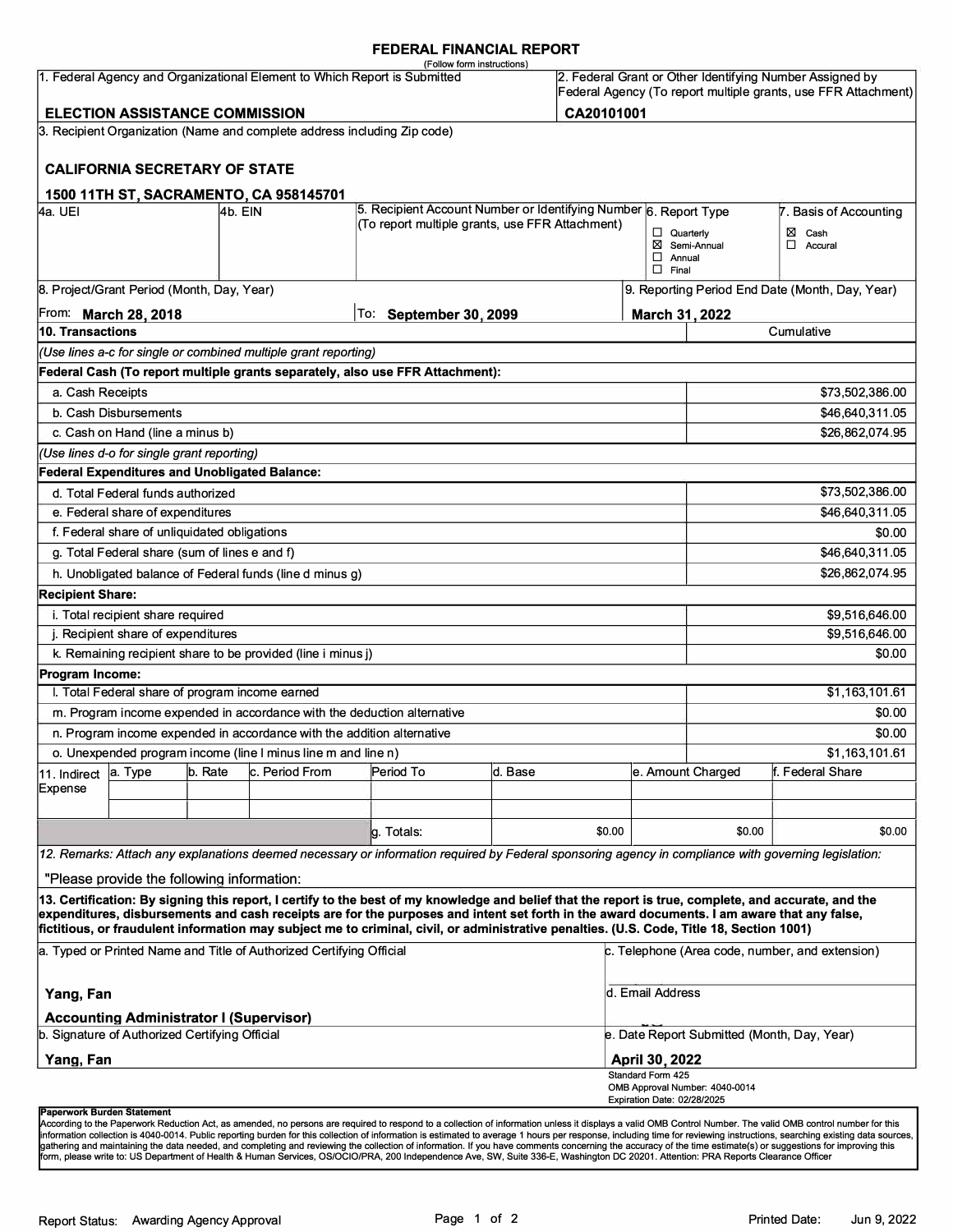# FEDERAL FINANCIAL REPORT

(Follow form instructions)

| 1. Federal Agency and Organizational Element to Which Report is Submitted | 2. Federal Grant or Other Identifying Number Assigned by Federal Agency (To report multiple grants, use FFR Attachment) |
|---|---|
| **ELECTION ASSISTANCE COMMISSION** | **CA20101001** |

**3. Recipient Organization (Name and complete address including Zip code)**

**CALIFORNIA SECRETARY OF STATE**

**1500 11TH ST, SACRAMENTO, CA 958145701**

| 4a. UEI | 4b. EIN | 5. Recipient Account Number or Identifying Number (To report multiple grants, use FFR Attachment) | 6. Report Type | 7. Basis of Accounting |
|---|---|---|---|---|
| | | | ☐ Quarterly<br>☒ Semi-Annual<br>☐ Annual<br>☐ Final | ☒ Cash<br>☐ Accural |

| 8. Project/Grant Period (Month, Day, Year) | | 9. Reporting Period End Date (Month, Day, Year) |
|---|---|---|
| From: **March 28, 2018** | To: **September 30, 2099** | **March 31, 2022** |

| 10. Transactions | Cumulative |
|---|---|
| *(Use lines a-c for single or combined multiple grant reporting)* | |
| **Federal Cash (To report multiple grants separately, also use FFR Attachment):** | |
| a. Cash Receipts | $73,502,386.00 |
| b. Cash Disbursements | $46,640,311.05 |
| c. Cash on Hand (line a minus b) | $26,862,074.95 |
| *(Use lines d-o for single grant reporting)* | |
| **Federal Expenditures and Unobligated Balance:** | |
| d. Total Federal funds authorized | $73,502,386.00 |
| e. Federal share of expenditures | $46,640,311.05 |
| f. Federal share of unliquidated obligations | $0.00 |
| g. Total Federal share (sum of lines e and f) | $46,640,311.05 |
| h. Unobligated balance of Federal funds (line d minus g) | $26,862,074.95 |
| **Recipient Share:** | |
| i. Total recipient share required | $9,516,646.00 |
| j. Recipient share of expenditures | $9,516,646.00 |
| k. Remaining recipient share to be provided (line i minus j) | $0.00 |
| **Program Income:** | |
| l. Total Federal share of program income earned | $1,163,101.61 |
| m. Program income expended in accordance with the deduction alternative | $0.00 |
| n. Program income expended in accordance with the addition alternative | $0.00 |
| o. Unexpended program income (line l minus line m and line n) | $1,163,101.61 |

| 11. Indirect Expense | a. Type | b. Rate | c. Period From | Period To | d. Base | e. Amount Charged | f. Federal Share |
|---|---|---|---|---|---|---|---|
| | | | | | | | |
| | | | | | | | |
| | | | | g. Totals: | $0.00 | $0.00 | $0.00 |

**12. Remarks:** Attach any explanations deemed necessary or information required by Federal sponsoring agency in compliance with governing legislation:

"Please provide the following information:

**13. Certification: By signing this report, I certify to the best of my knowledge and belief that the report is true, complete, and accurate, and the expenditures, disbursements and cash receipts are for the purposes and intent set forth in the award documents. I am aware that any false, fictitious, or fraudulent information may subject me to criminal, civil, or administrative penalties. (U.S. Code, Title 18, Section 1001)**

| a. Typed or Printed Name and Title of Authorized Certifying Official | c. Telephone (Area code, number, and extension) |
|---|---|
| **Yang, Fan**<br>**Accounting Administrator I (Supervisor)** | d. Email Address |
| **b. Signature of Authorized Certifying Official** | **e. Date Report Submitted (Month, Day, Year)** |
| **Yang, Fan** | **April 30, 2022** |

Standard Form 425
OMB Approval Number: 4040-0014
Expiration Date: 02/28/2025

**Paperwork Burden Statement**
According to the Paperwork Reduction Act, as amended, no persons are required to respond to a collection of information unless it displays a valid OMB Control Number. The valid OMB control number for this information collection is 4040-0014. Public reporting burden for this collection of information is estimated to average 1 hours per response, including time for reviewing instructions, searching existing data sources, gathering and maintaining the data needed, and completing and reviewing the collection of information. If you have comments concerning the accuracy of the time estimate(s) or suggestions for improving this form, please write to: US Department of Health & Human Services, OS/OCIO/PRA, 200 Independence Ave, SW, Suite 336-E, Washington DC 20201. Attention: PRA Reports Clearance Officer

Report Status: Awarding Agency Approval

Printed Date: Jun 9, 2022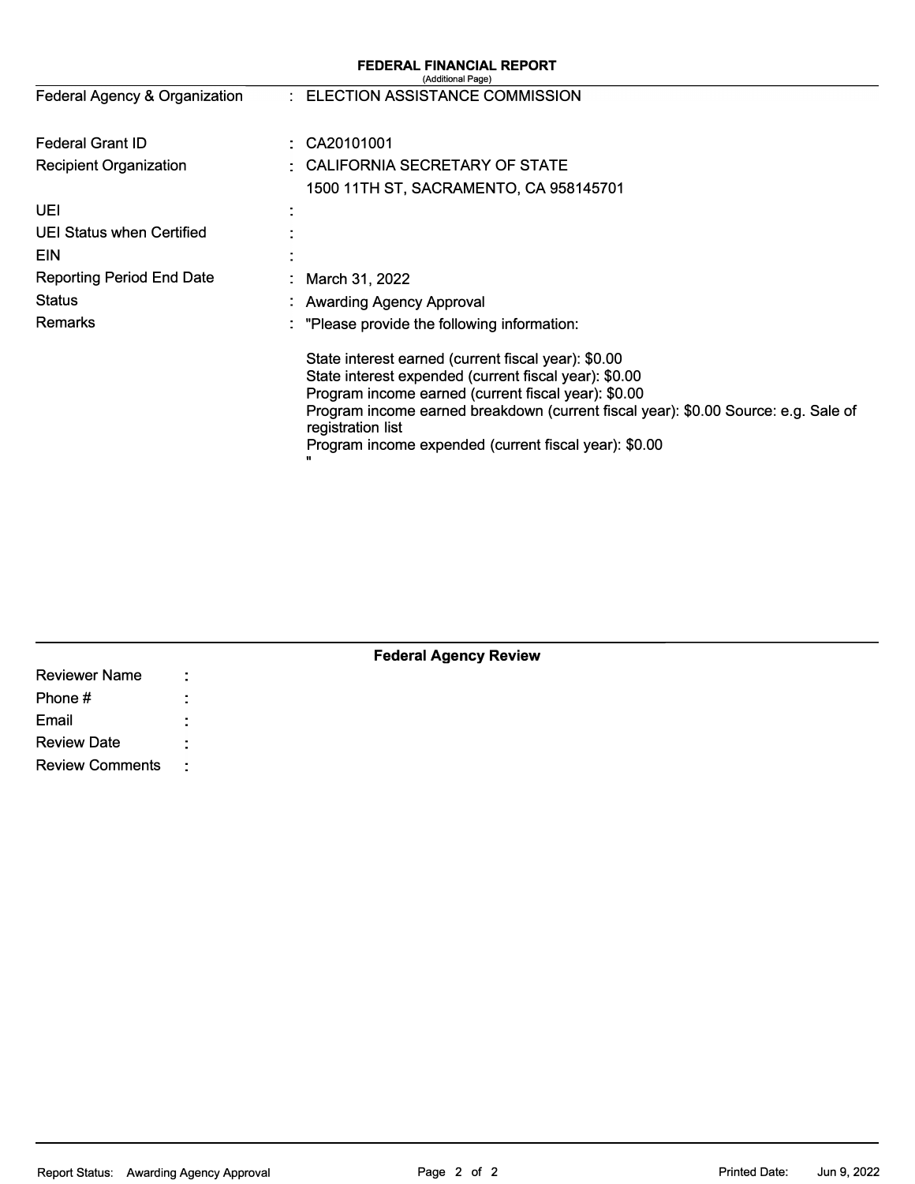# FEDERAL FINANCIAL REPORT

(Additional Page)

| | | |
|---|---|---|
| Federal Agency & Organization | : | ELECTION ASSISTANCE COMMISSION |
| Federal Grant ID | : | CA20101001 |
| Recipient Organization | : | CALIFORNIA SECRETARY OF STATE<br>1500 11TH ST, SACRAMENTO, CA 958145701 |
| UEI | : | |
| UEI Status when Certified | : | |
| EIN | : | |
| Reporting Period End Date | : | March 31, 2022 |
| Status | : | Awarding Agency Approval |
| Remarks | : | "Please provide the following information: |

State interest earned (current fiscal year): $0.00
State interest expended (current fiscal year): $0.00
Program income earned (current fiscal year): $0.00
Program income earned breakdown (current fiscal year): $0.00 Source: e.g. Sale of registration list
Program income expended (current fiscal year): $0.00
"

## Federal Agency Review

| | | |
|---|---|---|
| Reviewer Name | : | |
| Phone # | : | |
| Email | : | |
| Review Date | : | |
| Review Comments | : | |

Report Status: Awarding Agency Approval

Printed Date: Jun 9, 2022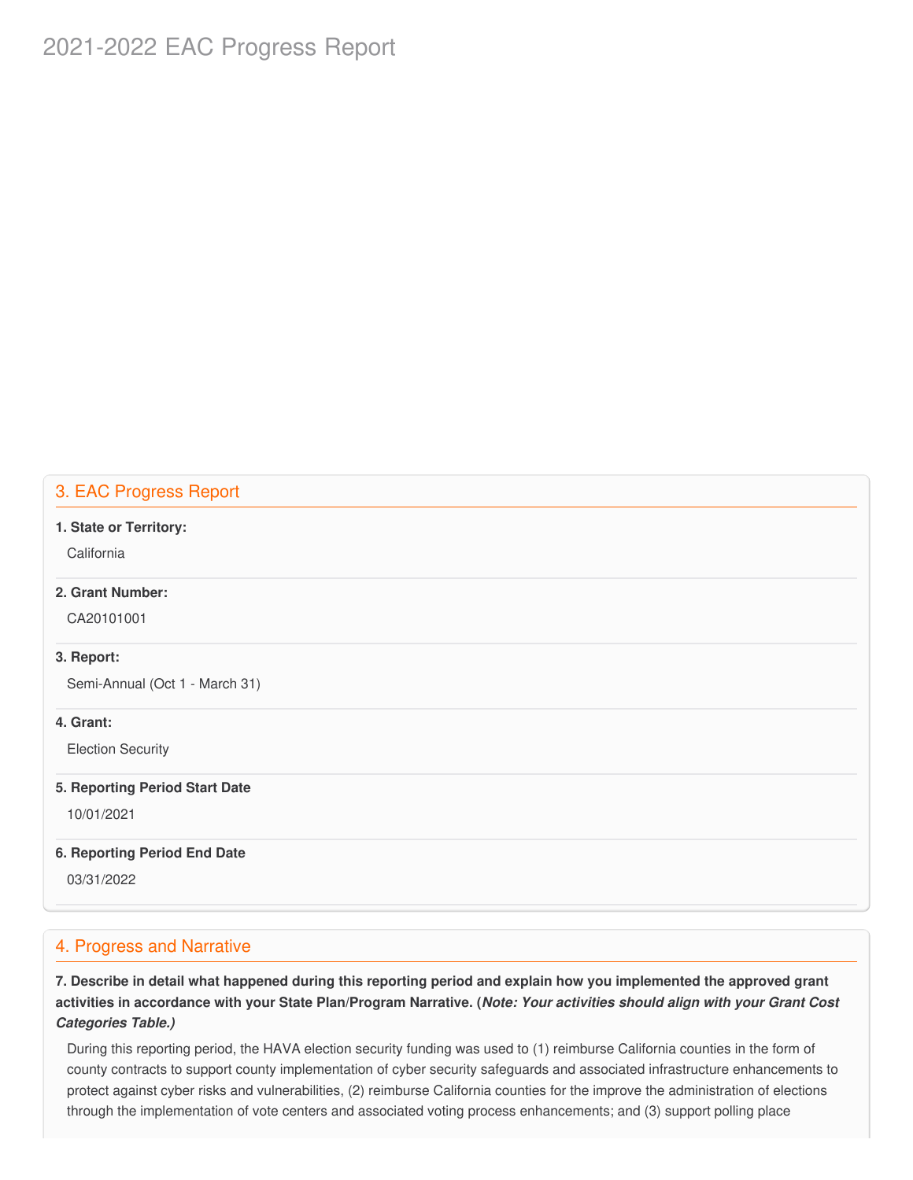# 2021-2022 EAC Progress Report

## 3. EAC Progress Report

**1. State or Territory:**

California

**2. Grant Number:**

CA20101001

**3. Report:**

Semi-Annual (Oct 1 - March 31)

**4. Grant:**

Election Security

**5. Reporting Period Start Date**

10/01/2021

**6. Reporting Period End Date**

03/31/2022

## 4. Progress and Narrative

**7. Describe in detail what happened during this reporting period and explain how you implemented the approved grant activities in accordance with your State Plan/Program Narrative. (*Note: Your activities should align with your Grant Cost Categories Table.)***

During this reporting period, the HAVA election security funding was used to (1) reimburse California counties in the form of county contracts to support county implementation of cyber security safeguards and associated infrastructure enhancements to protect against cyber risks and vulnerabilities, (2) reimburse California counties for the improve the administration of elections through the implementation of vote centers and associated voting process enhancements; and (3) support polling place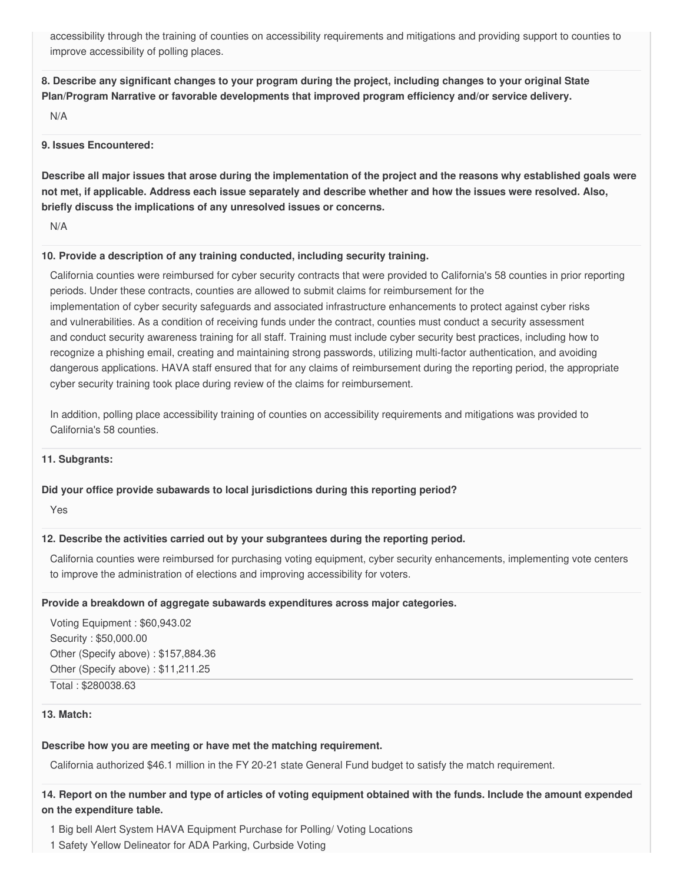accessibility through the training of counties on accessibility requirements and mitigations and providing support to counties to improve accessibility of polling places.

**8. Describe any significant changes to your program during the project, including changes to your original State Plan/Program Narrative or favorable developments that improved program efficiency and/or service delivery.**

N/A

**9. Issues Encountered:**

**Describe all major issues that arose during the implementation of the project and the reasons why established goals were not met, if applicable. Address each issue separately and describe whether and how the issues were resolved. Also, briefly discuss the implications of any unresolved issues or concerns.**

N/A

**10. Provide a description of any training conducted, including security training.**

California counties were reimbursed for cyber security contracts that were provided to California's 58 counties in prior reporting periods. Under these contracts, counties are allowed to submit claims for reimbursement for the implementation of cyber security safeguards and associated infrastructure enhancements to protect against cyber risks and vulnerabilities. As a condition of receiving funds under the contract, counties must conduct a security assessment and conduct security awareness training for all staff. Training must include cyber security best practices, including how to recognize a phishing email, creating and maintaining strong passwords, utilizing multi-factor authentication, and avoiding dangerous applications. HAVA staff ensured that for any claims of reimbursement during the reporting period, the appropriate cyber security training took place during review of the claims for reimbursement.

In addition, polling place accessibility training of counties on accessibility requirements and mitigations was provided to California's 58 counties.

**11. Subgrants:**

**Did your office provide subawards to local jurisdictions during this reporting period?**

Yes

**12. Describe the activities carried out by your subgrantees during the reporting period.**

California counties were reimbursed for purchasing voting equipment, cyber security enhancements, implementing vote centers to improve the administration of elections and improving accessibility for voters.

**Provide a breakdown of aggregate subawards expenditures across major categories.**

Voting Equipment : $60,943.02
Security : $50,000.00
Other (Specify above) : $157,884.36
Other (Specify above) : $11,211.25

Total : $280038.63

**13. Match:**

**Describe how you are meeting or have met the matching requirement.**

California authorized $46.1 million in the FY 20-21 state General Fund budget to satisfy the match requirement.

**14. Report on the number and type of articles of voting equipment obtained with the funds. Include the amount expended on the expenditure table.**

1 Big bell Alert System HAVA Equipment Purchase for Polling/ Voting Locations
1 Safety Yellow Delineator for ADA Parking, Curbside Voting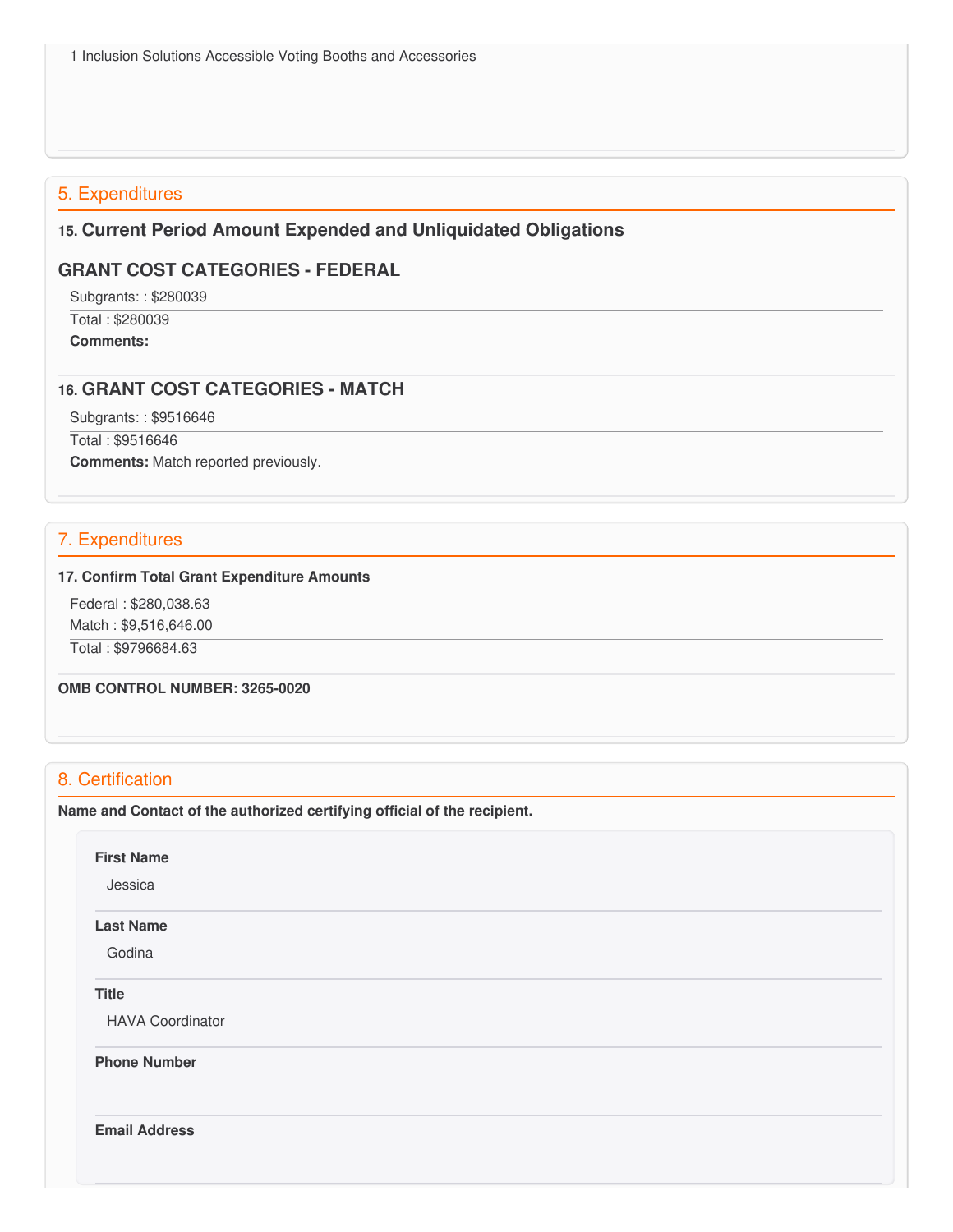1 Inclusion Solutions Accessible Voting Booths and Accessories

## 5. Expenditures

### 15. Current Period Amount Expended and Unliquidated Obligations

### GRANT COST CATEGORIES - FEDERAL

Subgrants: : $280039

Total : $280039

**Comments:**

### 16. GRANT COST CATEGORIES - MATCH

Subgrants: : $9516646

Total : $9516646

**Comments:** Match reported previously.

## 7. Expenditures

**17. Confirm Total Grant Expenditure Amounts**

Federal : $280,038.63

Match : $9,516,646.00

Total : $9796684.63

**OMB CONTROL NUMBER: 3265-0020**

## 8. Certification

**Name and Contact of the authorized certifying official of the recipient.**

**First Name**

Jessica

**Last Name**

Godina

**Title**

HAVA Coordinator

**Phone Number**

**Email Address**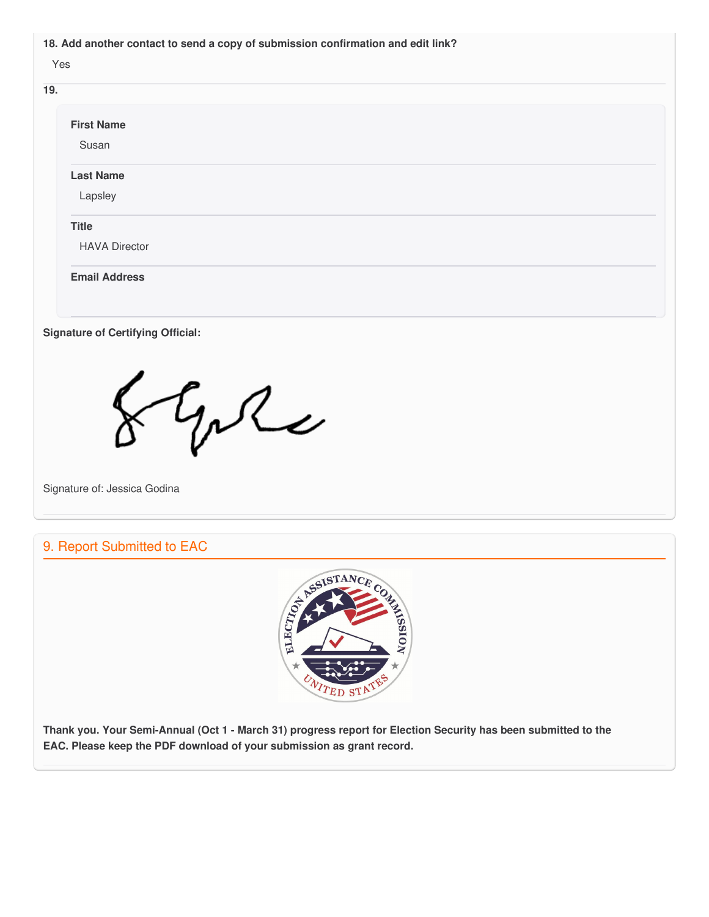**18. Add another contact to send a copy of submission confirmation and edit link?**

Yes

**19.**

**First Name**

Susan

**Last Name**

Lapsley

**Title**

HAVA Director

**Email Address**

**Signature of Certifying Official:**

Signature of: Jessica Godina

## 9. Report Submitted to EAC

**Thank you. Your Semi-Annual (Oct 1 - March 31) progress report for Election Security has been submitted to the EAC. Please keep the PDF download of your submission as grant record.**